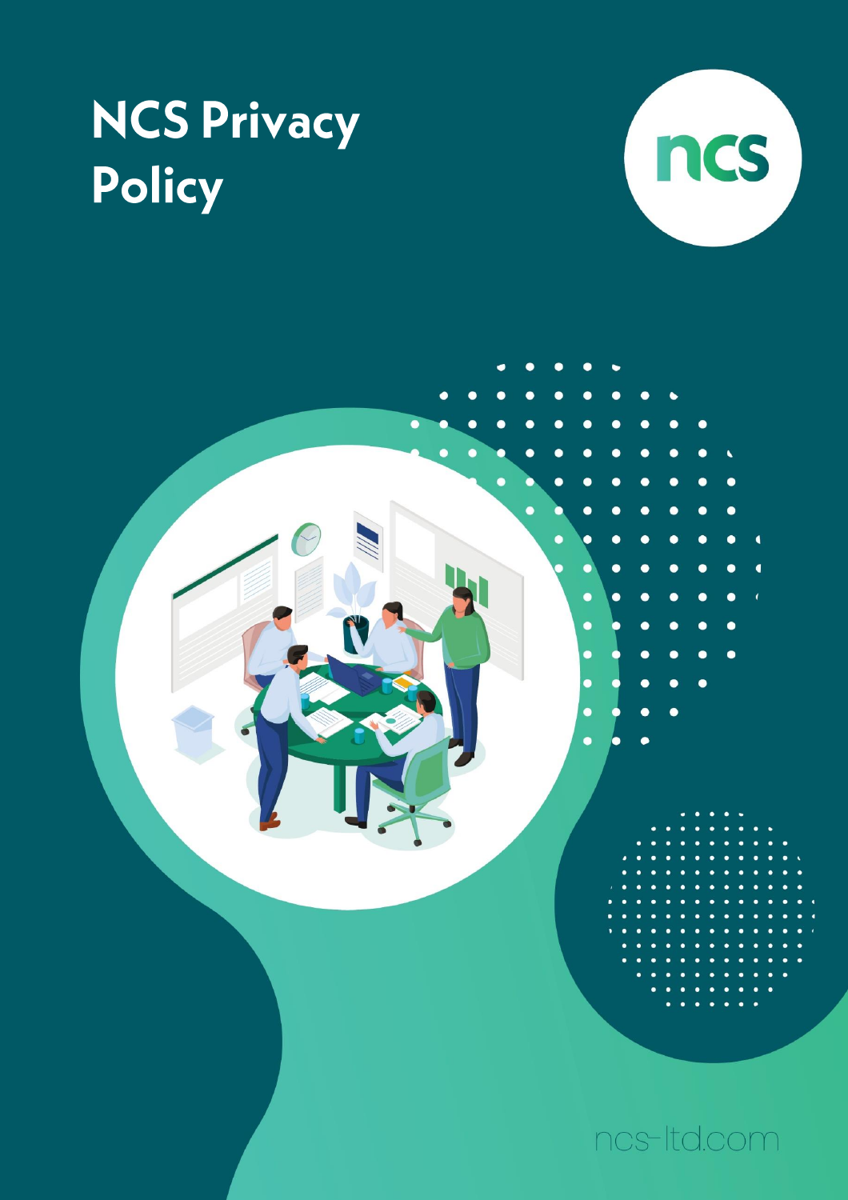# NCS Privacy Policy

ncs

ncs-ltd.com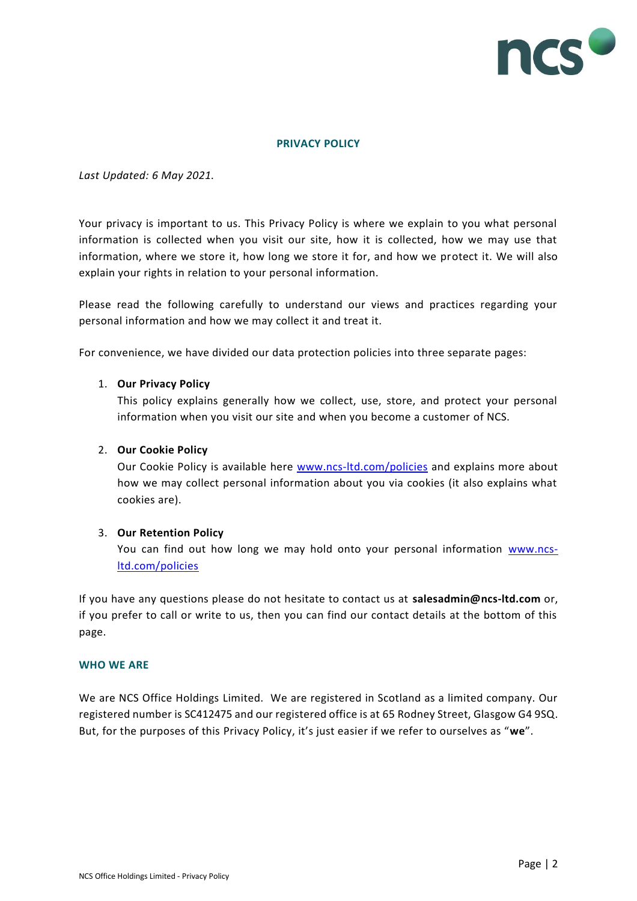# PRIVACY POLICY

*Last Updated: 6 May 2021.*

Your privacy is important to us. This Privacy Policy is where we explain to you what personal information is collected when you visit our site, how it is collected, how we may use that information, where we store it, how long we store it for, and how we protect it. We will also explain your rights in relation to your personal information.

Please read the following carefully to understand our views and practices regarding your personal information and how we may collect it and treat it.

For convenience, we have divided our data protection policies into three separate pages:

1. **Our Privacy Policy**
   This policy explains generally how we collect, use, store, and protect your personal information when you visit our site and when you become a customer of NCS.

2. **Our Cookie Policy**
   Our Cookie Policy is available here [www.ncs-ltd.com/policies](www.ncs-ltd.com/policies) and explains more about how we may collect personal information about you via cookies (it also explains what cookies are).

3. **Our Retention Policy**
   You can find out how long we may hold onto your personal information [www.ncs-ltd.com/policies](www.ncs-ltd.com/policies)

If you have any questions please do not hesitate to contact us at **salesadmin@ncs-ltd.com** or, if you prefer to call or write to us, then you can find our contact details at the bottom of this page.

## WHO WE ARE

We are NCS Office Holdings Limited. We are registered in Scotland as a limited company. Our registered number is SC412475 and our registered office is at 65 Rodney Street, Glasgow G4 9SQ. But, for the purposes of this Privacy Policy, it's just easier if we refer to ourselves as "**we**".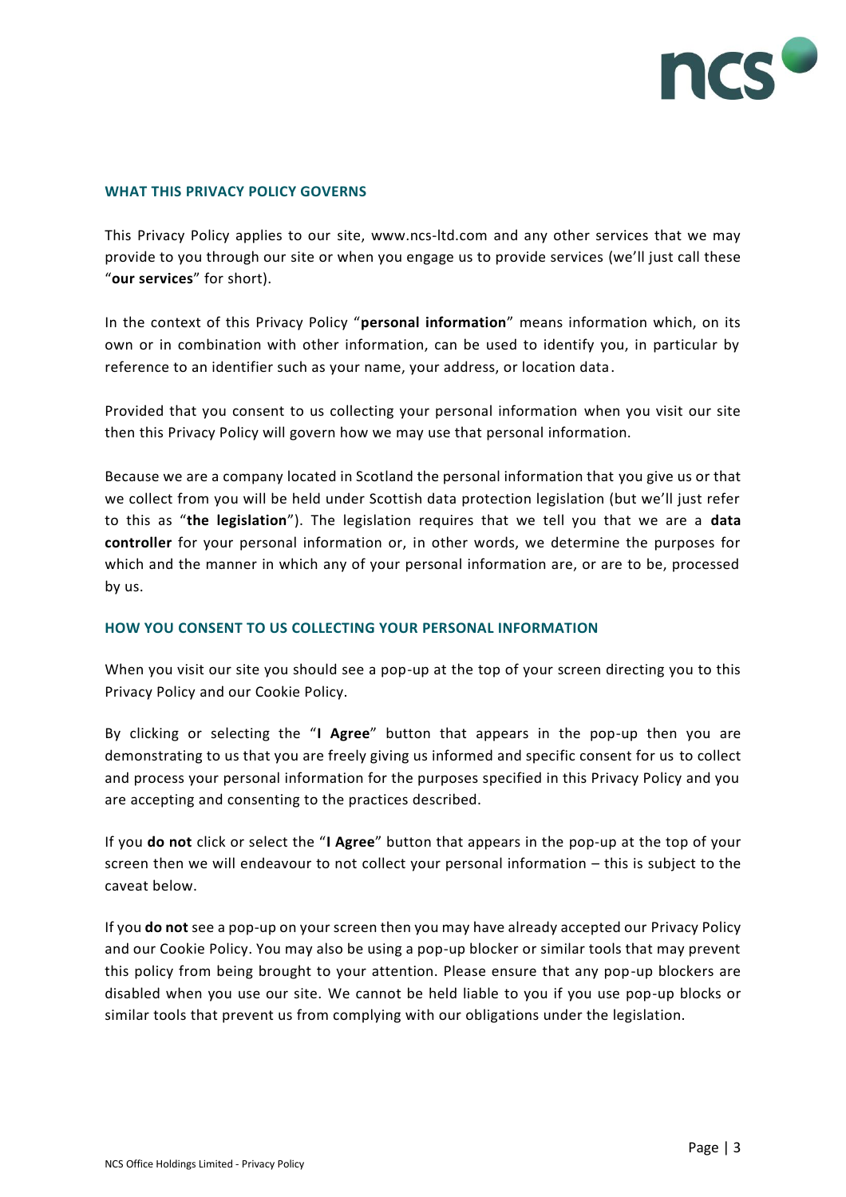## WHAT THIS PRIVACY POLICY GOVERNS

This Privacy Policy applies to our site, www.ncs-ltd.com and any other services that we may provide to you through our site or when you engage us to provide services (we'll just call these "**our services**" for short).

In the context of this Privacy Policy "**personal information**" means information which, on its own or in combination with other information, can be used to identify you, in particular by reference to an identifier such as your name, your address, or location data.

Provided that you consent to us collecting your personal information when you visit our site then this Privacy Policy will govern how we may use that personal information.

Because we are a company located in Scotland the personal information that you give us or that we collect from you will be held under Scottish data protection legislation (but we'll just refer to this as "**the legislation**"). The legislation requires that we tell you that we are a **data controller** for your personal information or, in other words, we determine the purposes for which and the manner in which any of your personal information are, or are to be, processed by us.

## HOW YOU CONSENT TO US COLLECTING YOUR PERSONAL INFORMATION

When you visit our site you should see a pop-up at the top of your screen directing you to this Privacy Policy and our Cookie Policy.

By clicking or selecting the "**I Agree**" button that appears in the pop-up then you are demonstrating to us that you are freely giving us informed and specific consent for us to collect and process your personal information for the purposes specified in this Privacy Policy and you are accepting and consenting to the practices described.

If you **do not** click or select the "**I Agree**" button that appears in the pop-up at the top of your screen then we will endeavour to not collect your personal information – this is subject to the caveat below.

If you **do not** see a pop-up on your screen then you may have already accepted our Privacy Policy and our Cookie Policy. You may also be using a pop-up blocker or similar tools that may prevent this policy from being brought to your attention. Please ensure that any pop-up blockers are disabled when you use our site. We cannot be held liable to you if you use pop-up blocks or similar tools that prevent us from complying with our obligations under the legislation.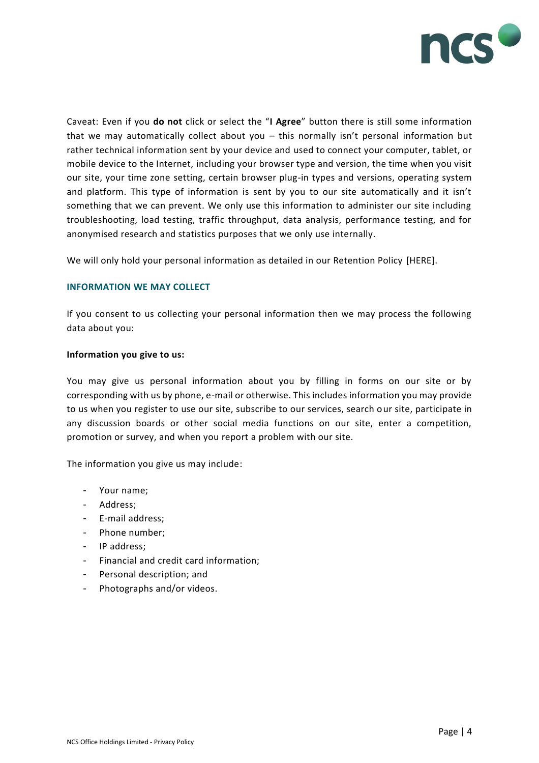Caveat: Even if you **do not** click or select the "**I Agree**" button there is still some information that we may automatically collect about you – this normally isn't personal information but rather technical information sent by your device and used to connect your computer, tablet, or mobile device to the Internet, including your browser type and version, the time when you visit our site, your time zone setting, certain browser plug-in types and versions, operating system and platform. This type of information is sent by you to our site automatically and it isn't something that we can prevent. We only use this information to administer our site including troubleshooting, load testing, traffic throughput, data analysis, performance testing, and for anonymised research and statistics purposes that we only use internally.

We will only hold your personal information as detailed in our Retention Policy [HERE].

## INFORMATION WE MAY COLLECT

If you consent to us collecting your personal information then we may process the following data about you:

**Information you give to us:**

You may give us personal information about you by filling in forms on our site or by corresponding with us by phone, e-mail or otherwise. This includes information you may provide to us when you register to use our site, subscribe to our services, search our site, participate in any discussion boards or other social media functions on our site, enter a competition, promotion or survey, and when you report a problem with our site.

The information you give us may include:

- Your name;
- Address;
- E-mail address;
- Phone number;
- IP address;
- Financial and credit card information;
- Personal description; and
- Photographs and/or videos.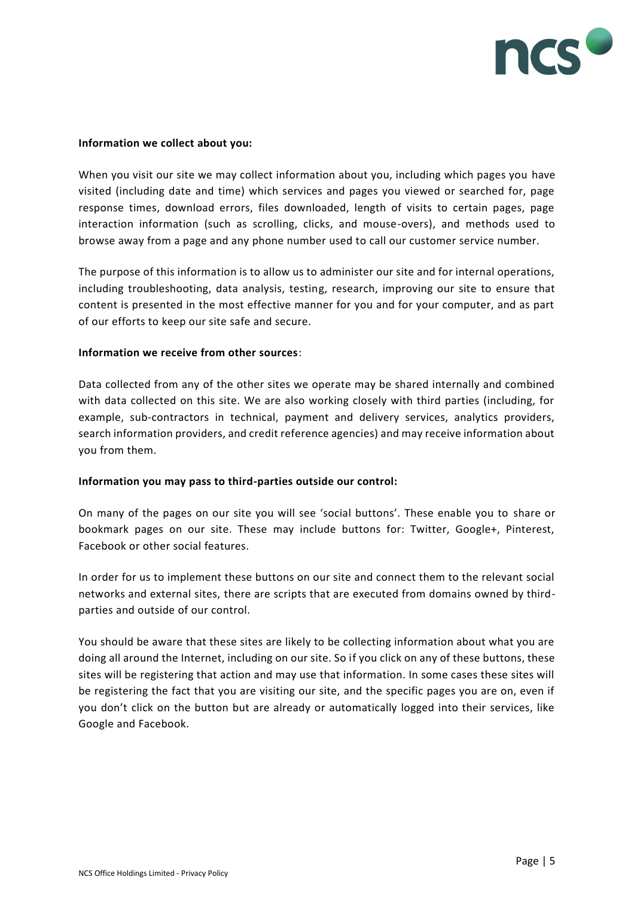**Information we collect about you:**

When you visit our site we may collect information about you, including which pages you have visited (including date and time) which services and pages you viewed or searched for, page response times, download errors, files downloaded, length of visits to certain pages, page interaction information (such as scrolling, clicks, and mouse-overs), and methods used to browse away from a page and any phone number used to call our customer service number.

The purpose of this information is to allow us to administer our site and for internal operations, including troubleshooting, data analysis, testing, research, improving our site to ensure that content is presented in the most effective manner for you and for your computer, and as part of our efforts to keep our site safe and secure.

**Information we receive from other sources**:

Data collected from any of the other sites we operate may be shared internally and combined with data collected on this site. We are also working closely with third parties (including, for example, sub-contractors in technical, payment and delivery services, analytics providers, search information providers, and credit reference agencies) and may receive information about you from them.

**Information you may pass to third-parties outside our control:**

On many of the pages on our site you will see 'social buttons'. These enable you to share or bookmark pages on our site. These may include buttons for: Twitter, Google+, Pinterest, Facebook or other social features.

In order for us to implement these buttons on our site and connect them to the relevant social networks and external sites, there are scripts that are executed from domains owned by third-parties and outside of our control.

You should be aware that these sites are likely to be collecting information about what you are doing all around the Internet, including on our site. So if you click on any of these buttons, these sites will be registering that action and may use that information. In some cases these sites will be registering the fact that you are visiting our site, and the specific pages you are on, even if you don't click on the button but are already or automatically logged into their services, like Google and Facebook.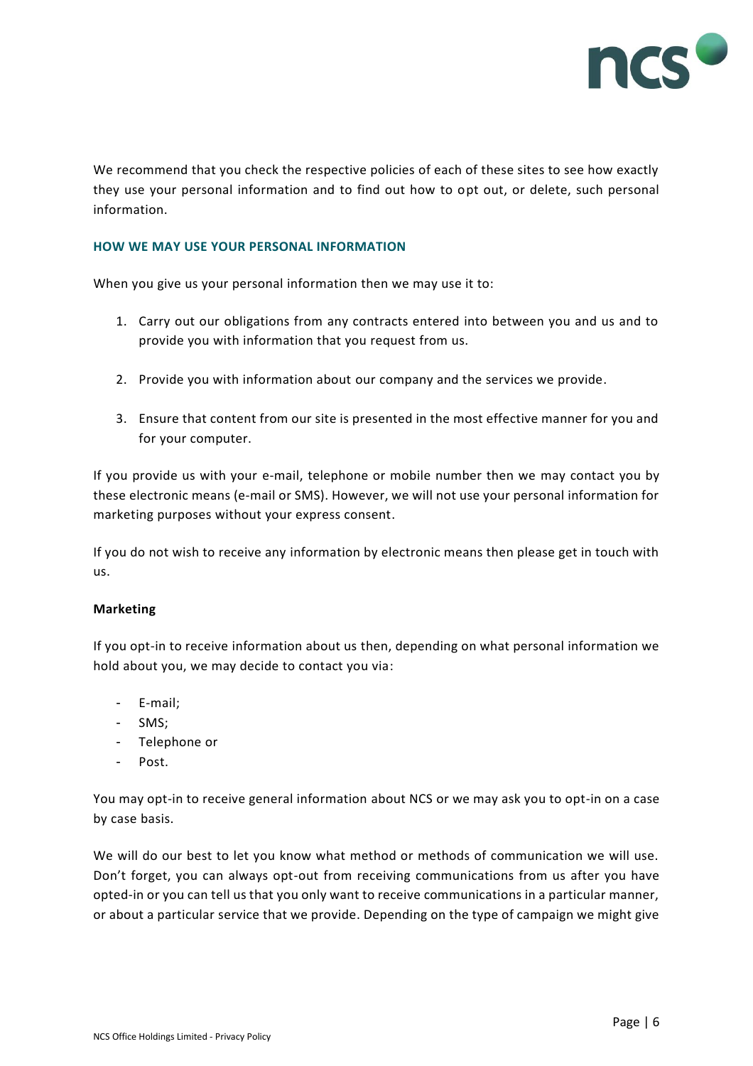We recommend that you check the respective policies of each of these sites to see how exactly they use your personal information and to find out how to opt out, or delete, such personal information.

## HOW WE MAY USE YOUR PERSONAL INFORMATION

When you give us your personal information then we may use it to:

1. Carry out our obligations from any contracts entered into between you and us and to provide you with information that you request from us.

2. Provide you with information about our company and the services we provide.

3. Ensure that content from our site is presented in the most effective manner for you and for your computer.

If you provide us with your e-mail, telephone or mobile number then we may contact you by these electronic means (e-mail or SMS). However, we will not use your personal information for marketing purposes without your express consent.

If you do not wish to receive any information by electronic means then please get in touch with us.

### Marketing

If you opt-in to receive information about us then, depending on what personal information we hold about you, we may decide to contact you via:

- E-mail;
- SMS;
- Telephone or
- Post.

You may opt-in to receive general information about NCS or we may ask you to opt-in on a case by case basis.

We will do our best to let you know what method or methods of communication we will use. Don't forget, you can always opt-out from receiving communications from us after you have opted-in or you can tell us that you only want to receive communications in a particular manner, or about a particular service that we provide. Depending on the type of campaign we might give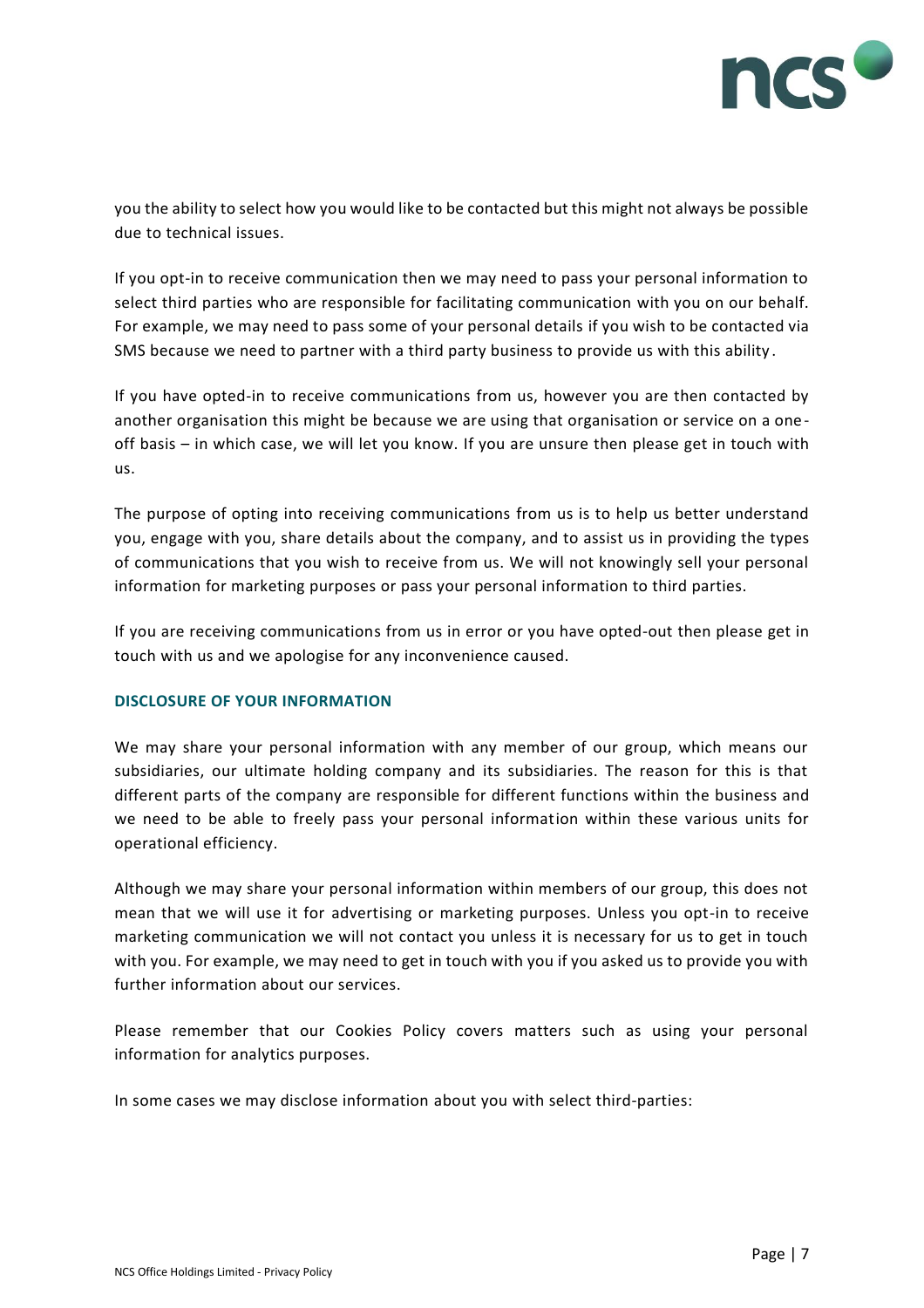you the ability to select how you would like to be contacted but this might not always be possible due to technical issues.

If you opt-in to receive communication then we may need to pass your personal information to select third parties who are responsible for facilitating communication with you on our behalf. For example, we may need to pass some of your personal details if you wish to be contacted via SMS because we need to partner with a third party business to provide us with this ability.

If you have opted-in to receive communications from us, however you are then contacted by another organisation this might be because we are using that organisation or service on a one-off basis – in which case, we will let you know. If you are unsure then please get in touch with us.

The purpose of opting into receiving communications from us is to help us better understand you, engage with you, share details about the company, and to assist us in providing the types of communications that you wish to receive from us. We will not knowingly sell your personal information for marketing purposes or pass your personal information to third parties.

If you are receiving communications from us in error or you have opted-out then please get in touch with us and we apologise for any inconvenience caused.

## DISCLOSURE OF YOUR INFORMATION

We may share your personal information with any member of our group, which means our subsidiaries, our ultimate holding company and its subsidiaries. The reason for this is that different parts of the company are responsible for different functions within the business and we need to be able to freely pass your personal information within these various units for operational efficiency.

Although we may share your personal information within members of our group, this does not mean that we will use it for advertising or marketing purposes. Unless you opt-in to receive marketing communication we will not contact you unless it is necessary for us to get in touch with you. For example, we may need to get in touch with you if you asked us to provide you with further information about our services.

Please remember that our Cookies Policy covers matters such as using your personal information for analytics purposes.

In some cases we may disclose information about you with select third-parties: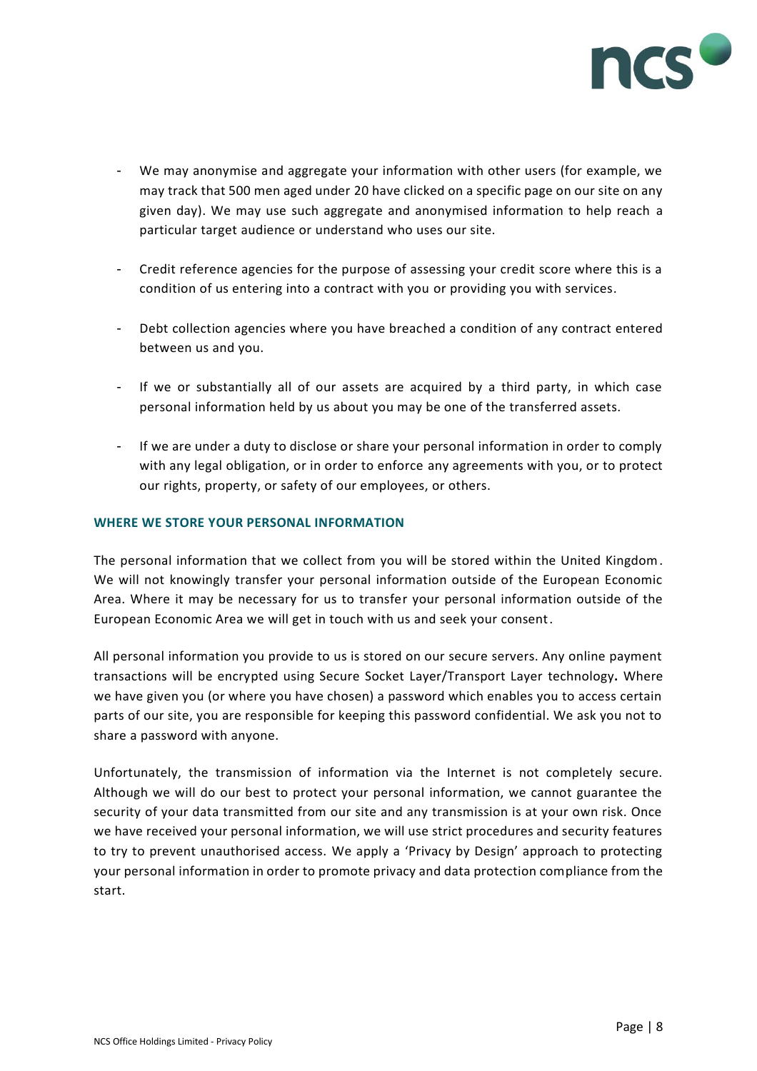- We may anonymise and aggregate your information with other users (for example, we may track that 500 men aged under 20 have clicked on a specific page on our site on any given day). We may use such aggregate and anonymised information to help reach a particular target audience or understand who uses our site.

- Credit reference agencies for the purpose of assessing your credit score where this is a condition of us entering into a contract with you or providing you with services.

- Debt collection agencies where you have breached a condition of any contract entered between us and you.

- If we or substantially all of our assets are acquired by a third party, in which case personal information held by us about you may be one of the transferred assets.

- If we are under a duty to disclose or share your personal information in order to comply with any legal obligation, or in order to enforce any agreements with you, or to protect our rights, property, or safety of our employees, or others.

## WHERE WE STORE YOUR PERSONAL INFORMATION

The personal information that we collect from you will be stored within the United Kingdom. We will not knowingly transfer your personal information outside of the European Economic Area. Where it may be necessary for us to transfer your personal information outside of the European Economic Area we will get in touch with us and seek your consent.

All personal information you provide to us is stored on our secure servers. Any online payment transactions will be encrypted using Secure Socket Layer/Transport Layer technology**.** Where we have given you (or where you have chosen) a password which enables you to access certain parts of our site, you are responsible for keeping this password confidential. We ask you not to share a password with anyone.

Unfortunately, the transmission of information via the Internet is not completely secure. Although we will do our best to protect your personal information, we cannot guarantee the security of your data transmitted from our site and any transmission is at your own risk. Once we have received your personal information, we will use strict procedures and security features to try to prevent unauthorised access. We apply a 'Privacy by Design' approach to protecting your personal information in order to promote privacy and data protection compliance from the start.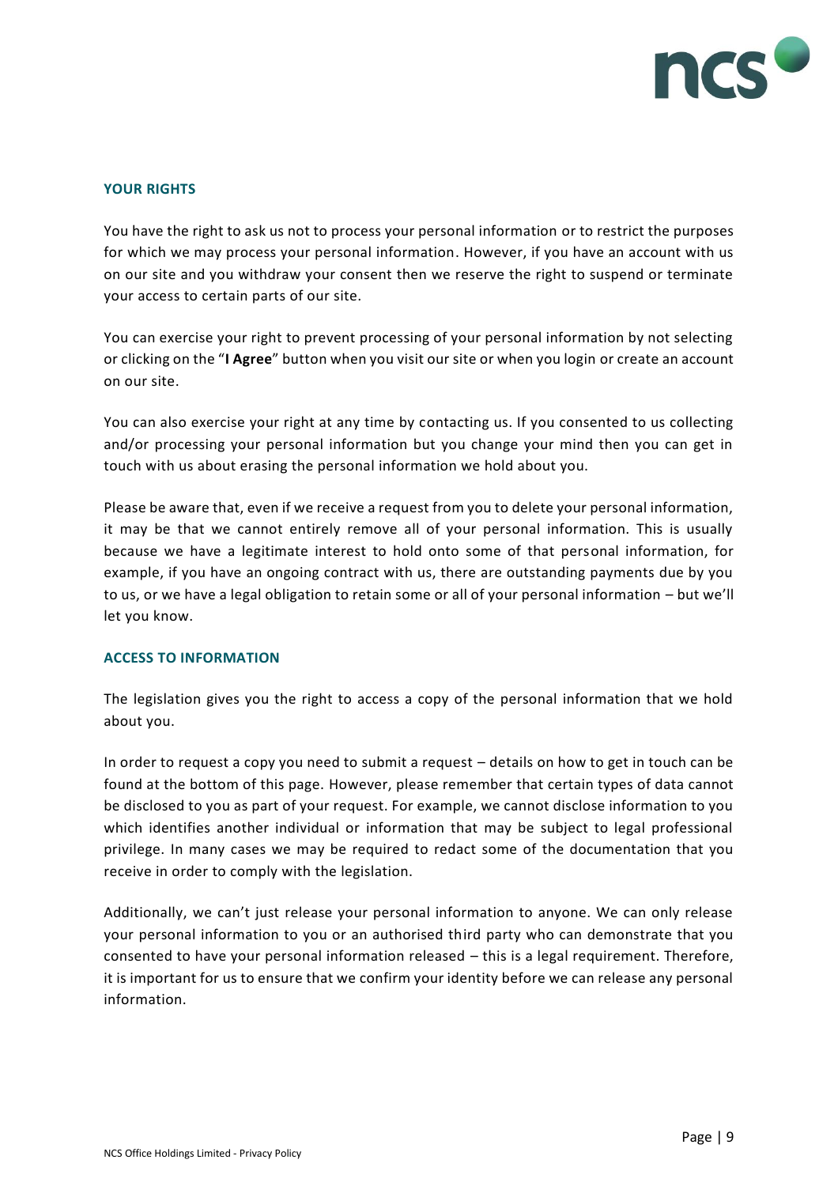## YOUR RIGHTS

You have the right to ask us not to process your personal information or to restrict the purposes for which we may process your personal information. However, if you have an account with us on our site and you withdraw your consent then we reserve the right to suspend or terminate your access to certain parts of our site.

You can exercise your right to prevent processing of your personal information by not selecting or clicking on the "**I Agree**" button when you visit our site or when you login or create an account on our site.

You can also exercise your right at any time by contacting us. If you consented to us collecting and/or processing your personal information but you change your mind then you can get in touch with us about erasing the personal information we hold about you.

Please be aware that, even if we receive a request from you to delete your personal information, it may be that we cannot entirely remove all of your personal information. This is usually because we have a legitimate interest to hold onto some of that personal information, for example, if you have an ongoing contract with us, there are outstanding payments due by you to us, or we have a legal obligation to retain some or all of your personal information – but we'll let you know.

## ACCESS TO INFORMATION

The legislation gives you the right to access a copy of the personal information that we hold about you.

In order to request a copy you need to submit a request – details on how to get in touch can be found at the bottom of this page. However, please remember that certain types of data cannot be disclosed to you as part of your request. For example, we cannot disclose information to you which identifies another individual or information that may be subject to legal professional privilege. In many cases we may be required to redact some of the documentation that you receive in order to comply with the legislation.

Additionally, we can't just release your personal information to anyone. We can only release your personal information to you or an authorised third party who can demonstrate that you consented to have your personal information released – this is a legal requirement. Therefore, it is important for us to ensure that we confirm your identity before we can release any personal information.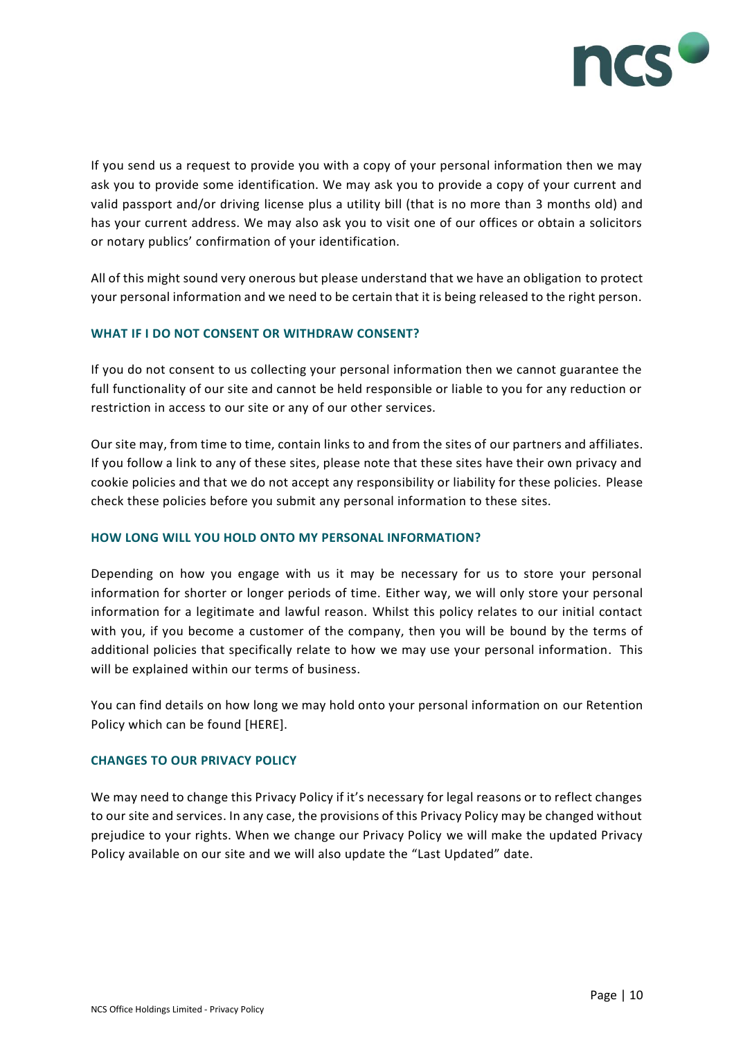If you send us a request to provide you with a copy of your personal information then we may ask you to provide some identification. We may ask you to provide a copy of your current and valid passport and/or driving license plus a utility bill (that is no more than 3 months old) and has your current address. We may also ask you to visit one of our offices or obtain a solicitors or notary publics' confirmation of your identification.

All of this might sound very onerous but please understand that we have an obligation to protect your personal information and we need to be certain that it is being released to the right person.

### WHAT IF I DO NOT CONSENT OR WITHDRAW CONSENT?

If you do not consent to us collecting your personal information then we cannot guarantee the full functionality of our site and cannot be held responsible or liable to you for any reduction or restriction in access to our site or any of our other services.

Our site may, from time to time, contain links to and from the sites of our partners and affiliates. If you follow a link to any of these sites, please note that these sites have their own privacy and cookie policies and that we do not accept any responsibility or liability for these policies. Please check these policies before you submit any personal information to these sites.

### HOW LONG WILL YOU HOLD ONTO MY PERSONAL INFORMATION?

Depending on how you engage with us it may be necessary for us to store your personal information for shorter or longer periods of time. Either way, we will only store your personal information for a legitimate and lawful reason. Whilst this policy relates to our initial contact with you, if you become a customer of the company, then you will be bound by the terms of additional policies that specifically relate to how we may use your personal information. This will be explained within our terms of business.

You can find details on how long we may hold onto your personal information on our Retention Policy which can be found [HERE].

### CHANGES TO OUR PRIVACY POLICY

We may need to change this Privacy Policy if it's necessary for legal reasons or to reflect changes to our site and services. In any case, the provisions of this Privacy Policy may be changed without prejudice to your rights. When we change our Privacy Policy we will make the updated Privacy Policy available on our site and we will also update the "Last Updated" date.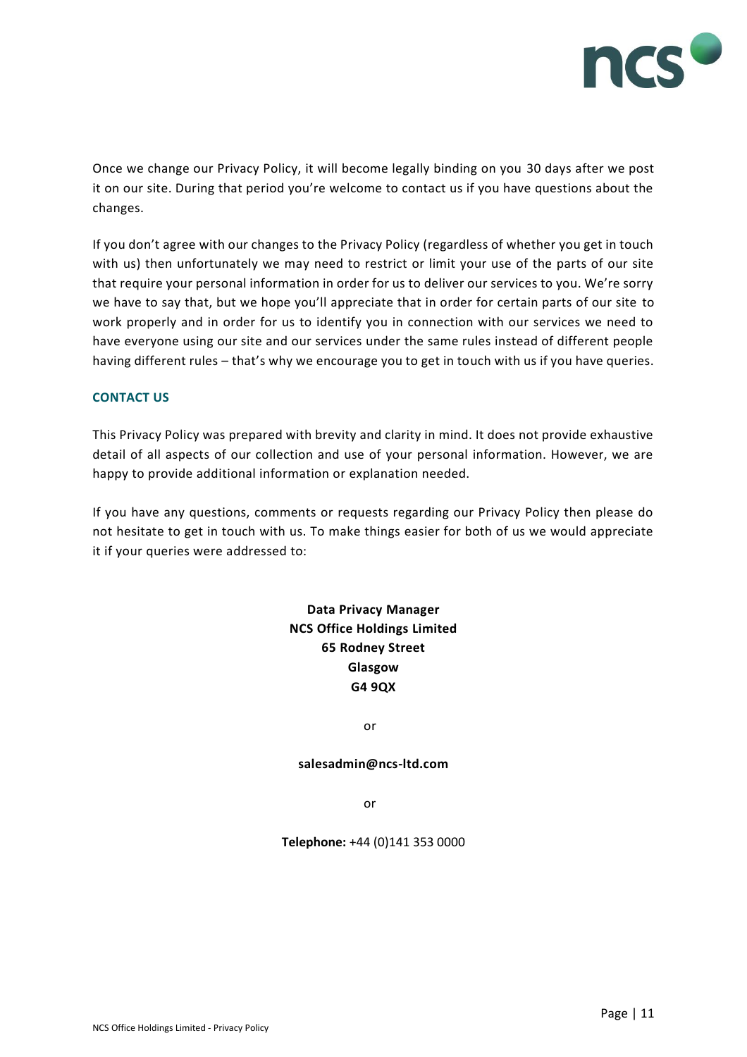Once we change our Privacy Policy, it will become legally binding on you 30 days after we post it on our site. During that period you're welcome to contact us if you have questions about the changes.

If you don't agree with our changes to the Privacy Policy (regardless of whether you get in touch with us) then unfortunately we may need to restrict or limit your use of the parts of our site that require your personal information in order for us to deliver our services to you. We're sorry we have to say that, but we hope you'll appreciate that in order for certain parts of our site to work properly and in order for us to identify you in connection with our services we need to have everyone using our site and our services under the same rules instead of different people having different rules – that's why we encourage you to get in touch with us if you have queries.

## CONTACT US

This Privacy Policy was prepared with brevity and clarity in mind. It does not provide exhaustive detail of all aspects of our collection and use of your personal information. However, we are happy to provide additional information or explanation needed.

If you have any questions, comments or requests regarding our Privacy Policy then please do not hesitate to get in touch with us. To make things easier for both of us we would appreciate it if your queries were addressed to:

**Data Privacy Manager**
**NCS Office Holdings Limited**
**65 Rodney Street**
**Glasgow**
**G4 9QX**

or

**salesadmin@ncs-ltd.com**

or

**Telephone:** +44 (0)141 353 0000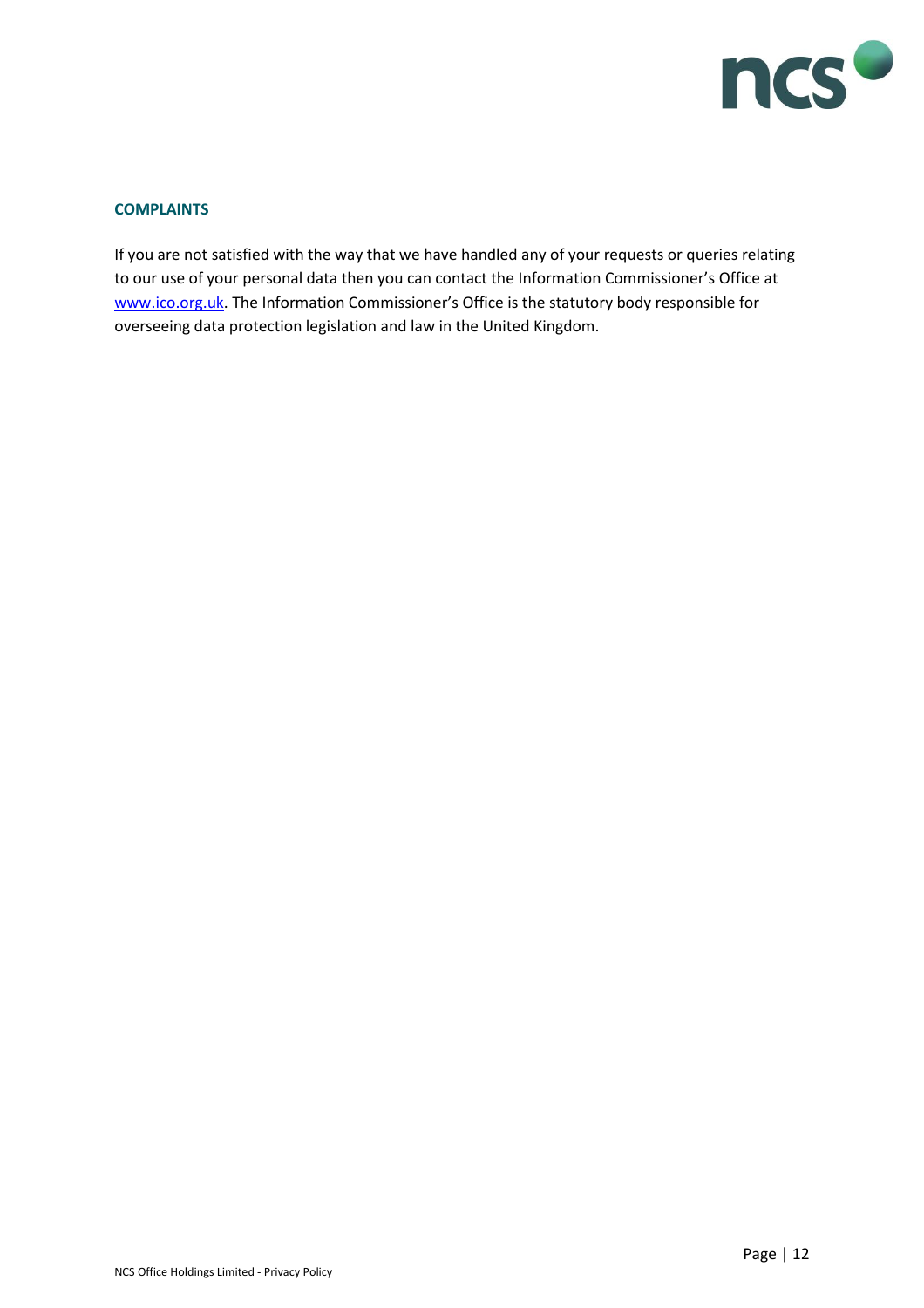## COMPLAINTS

If you are not satisfied with the way that we have handled any of your requests or queries relating to our use of your personal data then you can contact the Information Commissioner's Office at www.ico.org.uk. The Information Commissioner's Office is the statutory body responsible for overseeing data protection legislation and law in the United Kingdom.